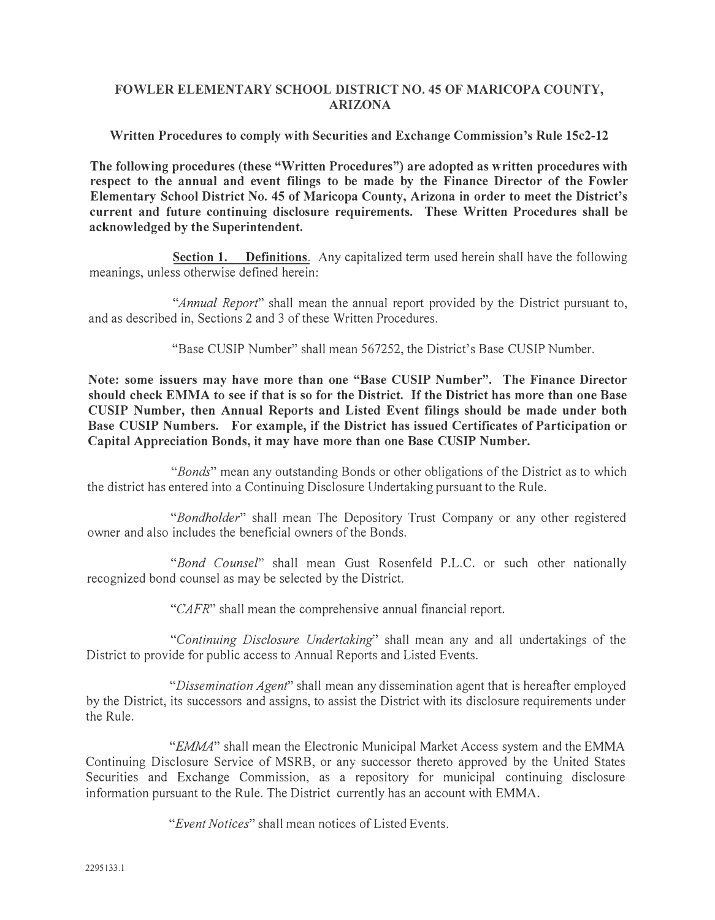# FOWLER ELEMENTARY SCHOOL DISTRICT NO. 45 OF MARICOPA COUNTY, ARIZONA

## Written Procedures to comply with Securities and Exchange Commission's Rule 15c2-12

**The following procedures (these "Written Procedures") are adopted as written procedures with respect to the annual and event filings to be made by the Finance Director of the Fowler Elementary School District No. 45 of Maricopa County, Arizona in order to meet the District's current and future continuing disclosure requirements. These Written Procedures shall be acknowledged by the Superintendent.**

**Section 1. Definitions**. Any capitalized term used herein shall have the following meanings, unless otherwise defined herein:

"*Annual Report*" shall mean the annual report provided by the District pursuant to, and as described in, Sections 2 and 3 of these Written Procedures.

"Base CUSIP Number" shall mean 567252, the District's Base CUSIP Number.

**Note: some issuers may have more than one "Base CUSIP Number". The Finance Director should check EMMA to see if that is so for the District. If the District has more than one Base CUSIP Number, then Annual Reports and Listed Event filings should be made under both Base CUSIP Numbers. For example, if the District has issued Certificates of Participation or Capital Appreciation Bonds, it may have more than one Base CUSIP Number.**

"*Bonds*" mean any outstanding Bonds or other obligations of the District as to which the district has entered into a Continuing Disclosure Undertaking pursuant to the Rule.

"*Bondholder*" shall mean The Depository Trust Company or any other registered owner and also includes the beneficial owners of the Bonds.

"*Bond Counsel*" shall mean Gust Rosenfeld P.L.C. or such other nationally recognized bond counsel as may be selected by the District.

"*CAFR*" shall mean the comprehensive annual financial report.

"*Continuing Disclosure Undertaking*" shall mean any and all undertakings of the District to provide for public access to Annual Reports and Listed Events.

"*Dissemination Agent*" shall mean any dissemination agent that is hereafter employed by the District, its successors and assigns, to assist the District with its disclosure requirements under the Rule.

"*EMMA*" shall mean the Electronic Municipal Market Access system and the EMMA Continuing Disclosure Service of MSRB, or any successor thereto approved by the United States Securities and Exchange Commission, as a repository for municipal continuing disclosure information pursuant to the Rule. The District currently has an account with EMMA.

"*Event Notices*" shall mean notices of Listed Events.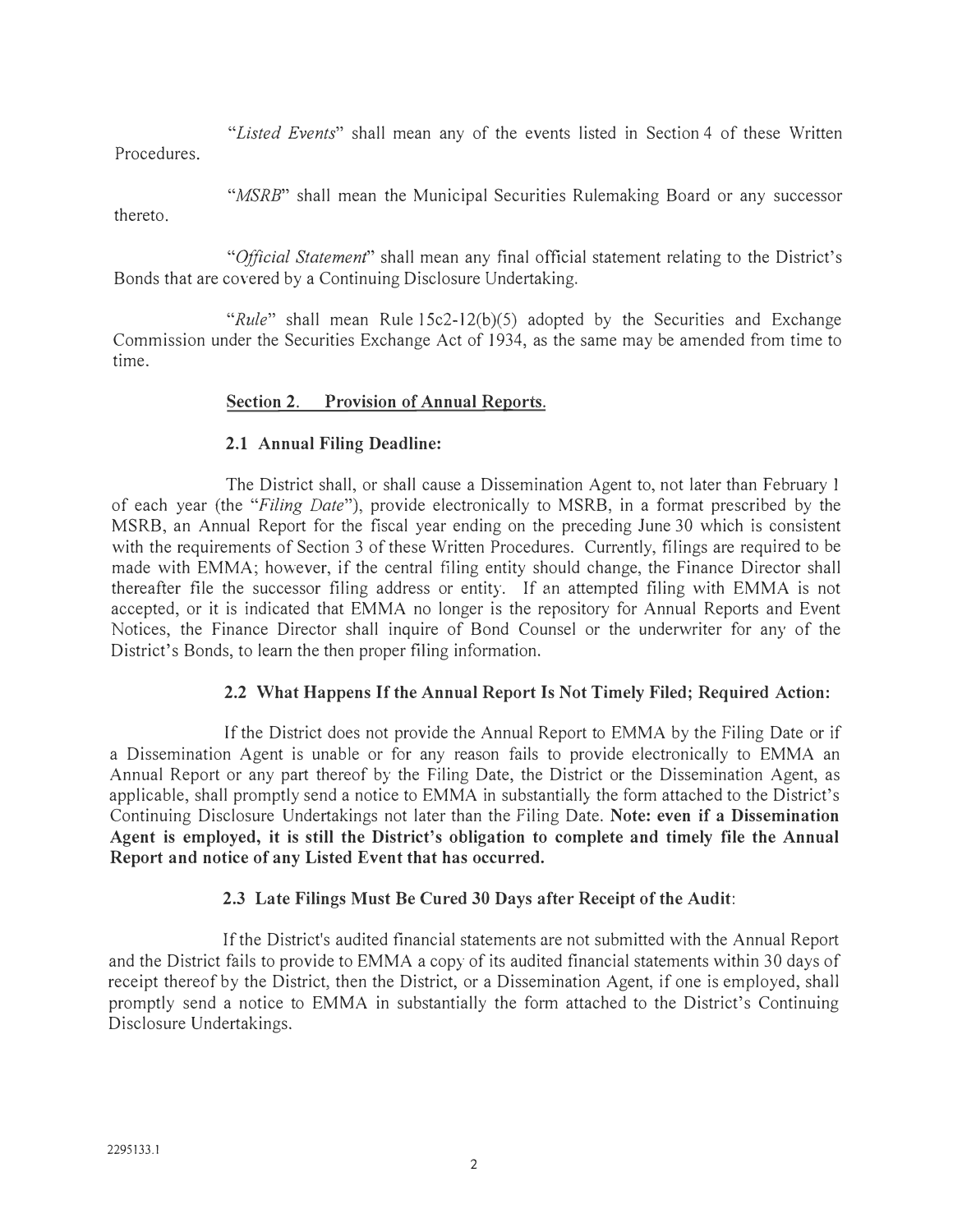"*Listed Events*" shall mean any of the events listed in Section 4 of these Written Procedures.

"*MSRB*" shall mean the Municipal Securities Rulemaking Board or any successor thereto.

"*Official Statement*" shall mean any final official statement relating to the District's Bonds that are covered by a Continuing Disclosure Undertaking.

"*Rule*" shall mean Rule 15c2-12(b)(5) adopted by the Securities and Exchange Commission under the Securities Exchange Act of 1934, as the same may be amended from time to time.

## Section 2. Provision of Annual Reports.

### 2.1 Annual Filing Deadline:

The District shall, or shall cause a Dissemination Agent to, not later than February 1 of each year (the "*Filing Date*"), provide electronically to MSRB, in a format prescribed by the MSRB, an Annual Report for the fiscal year ending on the preceding June 30 which is consistent with the requirements of Section 3 of these Written Procedures. Currently, filings are required to be made with EMMA; however, if the central filing entity should change, the Finance Director shall thereafter file the successor filing address or entity. If an attempted filing with EMMA is not accepted, or it is indicated that EMMA no longer is the repository for Annual Reports and Event Notices, the Finance Director shall inquire of Bond Counsel or the underwriter for any of the District's Bonds, to learn the then proper filing information.

### 2.2 What Happens If the Annual Report Is Not Timely Filed; Required Action:

If the District does not provide the Annual Report to EMMA by the Filing Date or if a Dissemination Agent is unable or for any reason fails to provide electronically to EMMA an Annual Report or any part thereof by the Filing Date, the District or the Dissemination Agent, as applicable, shall promptly send a notice to EMMA in substantially the form attached to the District's Continuing Disclosure Undertakings not later than the Filing Date. **Note: even if a Dissemination Agent is employed, it is still the District's obligation to complete and timely file the Annual Report and notice of any Listed Event that has occurred.**

### 2.3 Late Filings Must Be Cured 30 Days after Receipt of the Audit:

If the District's audited financial statements are not submitted with the Annual Report and the District fails to provide to EMMA a copy of its audited financial statements within 30 days of receipt thereof by the District, then the District, or a Dissemination Agent, if one is employed, shall promptly send a notice to EMMA in substantially the form attached to the District's Continuing Disclosure Undertakings.

2295133.1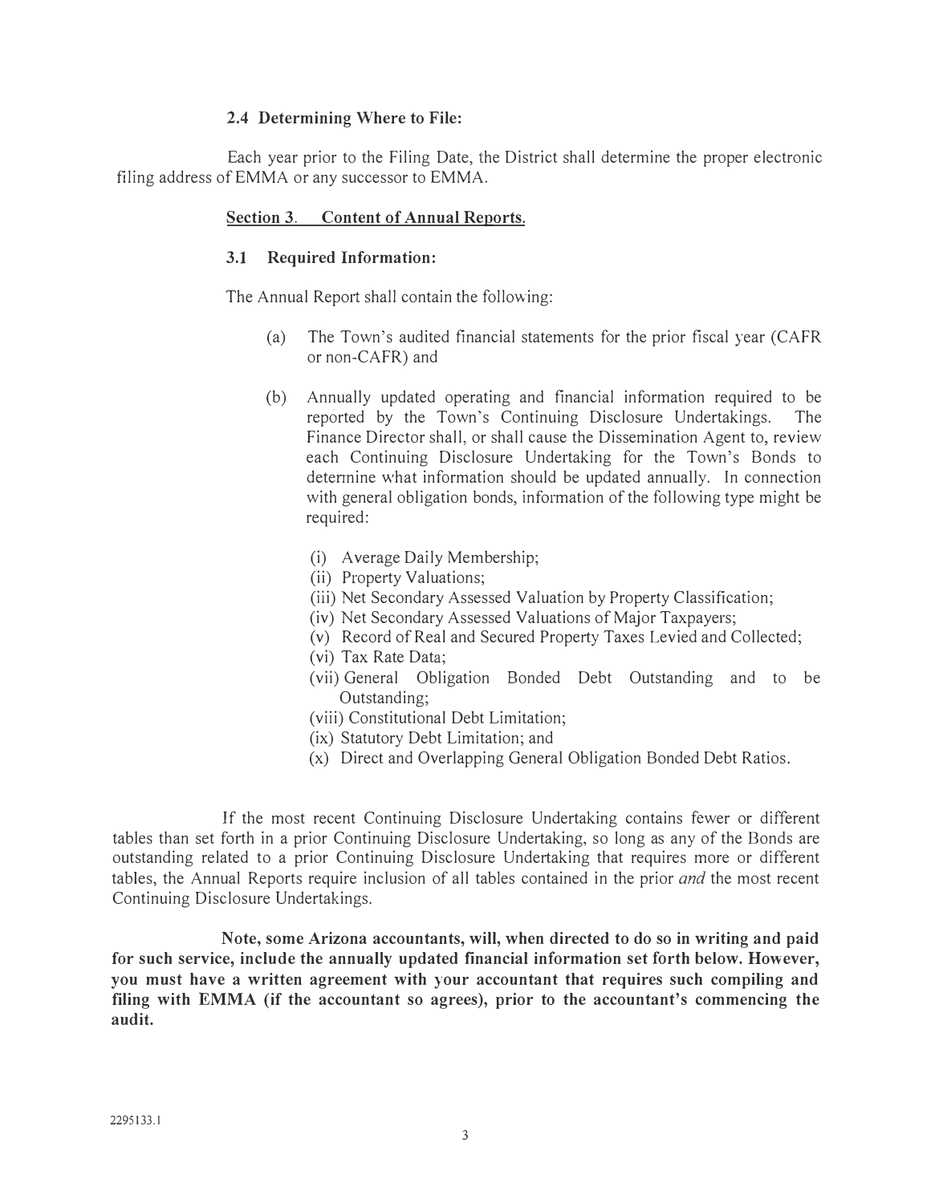### 2.4 Determining Where to File:

Each year prior to the Filing Date, the District shall determine the proper electronic filing address of EMMA or any successor to EMMA.

## Section 3. Content of Annual Reports.

### 3.1 Required Information:

The Annual Report shall contain the following:

(a) The Town's audited financial statements for the prior fiscal year (CAFR or non-CAFR) and

(b) Annually updated operating and financial information required to be reported by the Town's Continuing Disclosure Undertakings. The Finance Director shall, or shall cause the Dissemination Agent to, review each Continuing Disclosure Undertaking for the Town's Bonds to determine what information should be updated annually. In connection with general obligation bonds, information of the following type might be required:

(i) Average Daily Membership;
(ii) Property Valuations;
(iii) Net Secondary Assessed Valuation by Property Classification;
(iv) Net Secondary Assessed Valuations of Major Taxpayers;
(v) Record of Real and Secured Property Taxes Levied and Collected;
(vi) Tax Rate Data;
(vii) General Obligation Bonded Debt Outstanding and to be Outstanding;
(viii) Constitutional Debt Limitation;
(ix) Statutory Debt Limitation; and
(x) Direct and Overlapping General Obligation Bonded Debt Ratios.

If the most recent Continuing Disclosure Undertaking contains fewer or different tables than set forth in a prior Continuing Disclosure Undertaking, so long as any of the Bonds are outstanding related to a prior Continuing Disclosure Undertaking that requires more or different tables, the Annual Reports require inclusion of all tables contained in the prior *and* the most recent Continuing Disclosure Undertakings.

**Note, some Arizona accountants, will, when directed to do so in writing and paid for such service, include the annually updated financial information set forth below. However, you must have a written agreement with your accountant that requires such compiling and filing with EMMA (if the accountant so agrees), prior to the accountant's commencing the audit.**

2295133.1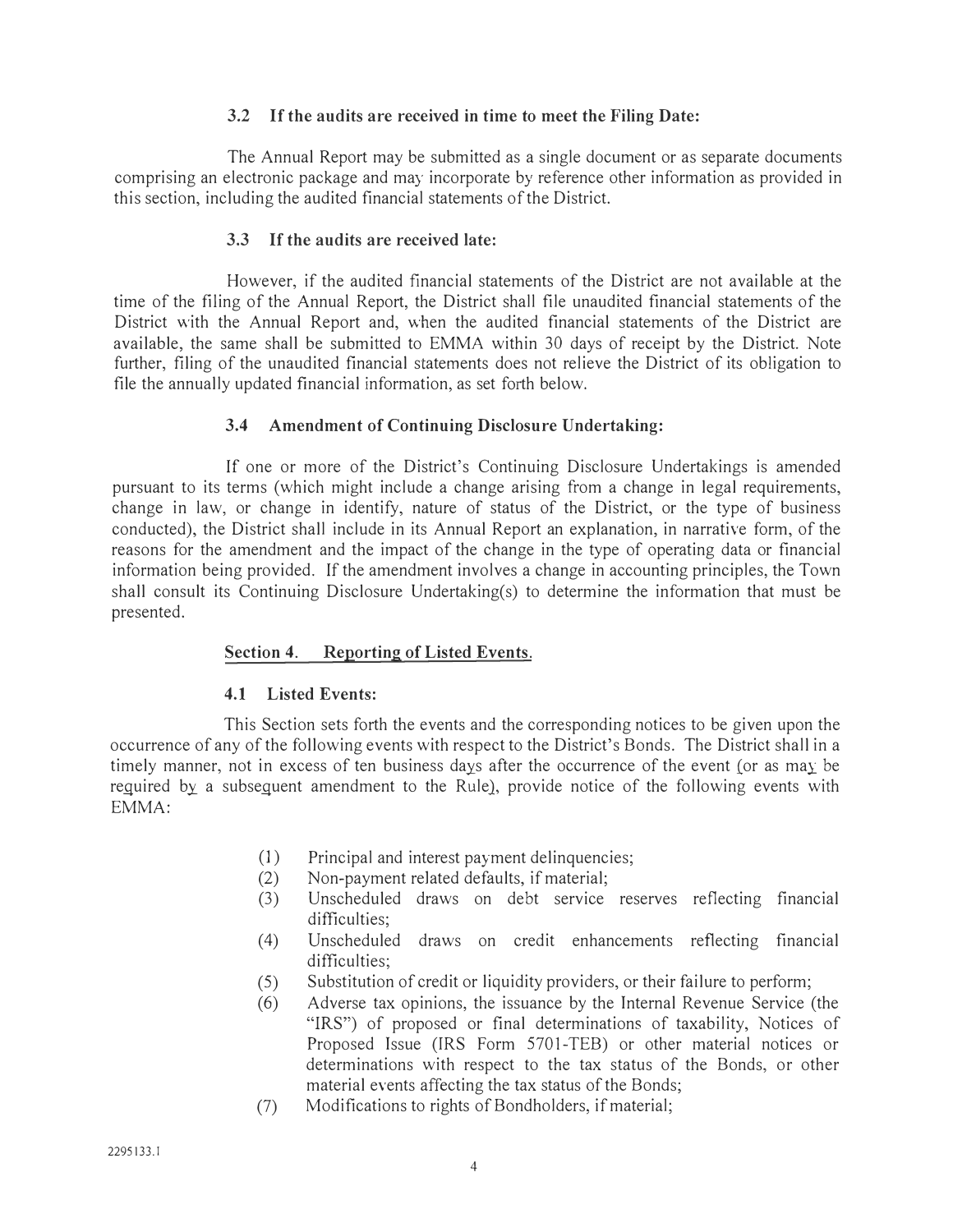### 3.2 If the audits are received in time to meet the Filing Date:

The Annual Report may be submitted as a single document or as separate documents comprising an electronic package and may incorporate by reference other information as provided in this section, including the audited financial statements of the District.

### 3.3 If the audits are received late:

However, if the audited financial statements of the District are not available at the time of the filing of the Annual Report, the District shall file unaudited financial statements of the District with the Annual Report and, when the audited financial statements of the District are available, the same shall be submitted to EMMA within 30 days of receipt by the District. Note further, filing of the unaudited financial statements does not relieve the District of its obligation to file the annually updated financial information, as set forth below.

### 3.4 Amendment of Continuing Disclosure Undertaking:

If one or more of the District's Continuing Disclosure Undertakings is amended pursuant to its terms (which might include a change arising from a change in legal requirements, change in law, or change in identify, nature of status of the District, or the type of business conducted), the District shall include in its Annual Report an explanation, in narrative form, of the reasons for the amendment and the impact of the change in the type of operating data or financial information being provided. If the amendment involves a change in accounting principles, the Town shall consult its Continuing Disclosure Undertaking(s) to determine the information that must be presented.

## Section 4. Reporting of Listed Events.

### 4.1 Listed Events:

This Section sets forth the events and the corresponding notices to be given upon the occurrence of any of the following events with respect to the District's Bonds. The District shall in a timely manner, not in excess of ten business days after the occurrence of the event (or as may be required by a subsequent amendment to the Rule), provide notice of the following events with EMMA:

(1) Principal and interest payment delinquencies;
(2) Non-payment related defaults, if material;
(3) Unscheduled draws on debt service reserves reflecting financial difficulties;
(4) Unscheduled draws on credit enhancements reflecting financial difficulties;
(5) Substitution of credit or liquidity providers, or their failure to perform;
(6) Adverse tax opinions, the issuance by the Internal Revenue Service (the "IRS") of proposed or final determinations of taxability, Notices of Proposed Issue (IRS Form 5701-TEB) or other material notices or determinations with respect to the tax status of the Bonds, or other material events affecting the tax status of the Bonds;
(7) Modifications to rights of Bondholders, if material;

2295133.1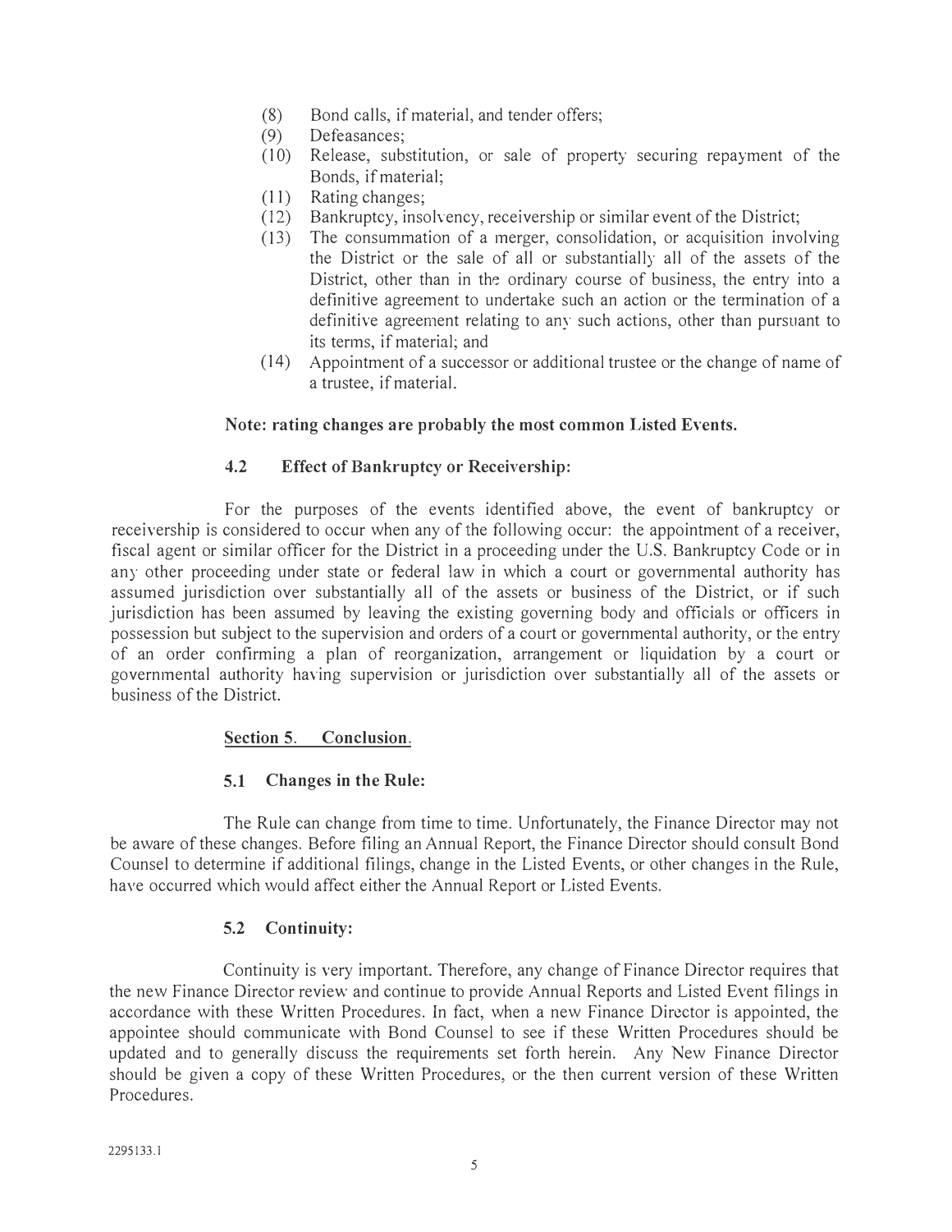(8) Bond calls, if material, and tender offers;
(9) Defeasances;
(10) Release, substitution, or sale of property securing repayment of the Bonds, if material;
(11) Rating changes;
(12) Bankruptcy, insolvency, receivership or similar event of the District;
(13) The consummation of a merger, consolidation, or acquisition involving the District or the sale of all or substantially all of the assets of the District, other than in the ordinary course of business, the entry into a definitive agreement to undertake such an action or the termination of a definitive agreement relating to any such actions, other than pursuant to its terms, if material; and
(14) Appointment of a successor or additional trustee or the change of name of a trustee, if material.

**Note: rating changes are probably the most common Listed Events.**

**4.2 Effect of Bankruptcy or Receivership:**

For the purposes of the events identified above, the event of bankruptcy or receivership is considered to occur when any of the following occur: the appointment of a receiver, fiscal agent or similar officer for the District in a proceeding under the U.S. Bankruptcy Code or in any other proceeding under state or federal law in which a court or governmental authority has assumed jurisdiction over substantially all of the assets or business of the District, or if such jurisdiction has been assumed by leaving the existing governing body and officials or officers in possession but subject to the supervision and orders of a court or governmental authority, or the entry of an order confirming a plan of reorganization, arrangement or liquidation by a court or governmental authority having supervision or jurisdiction over substantially all of the assets or business of the District.

**<u>Section 5. Conclusion</u>.**

**5.1 Changes in the Rule:**

The Rule can change from time to time. Unfortunately, the Finance Director may not be aware of these changes. Before filing an Annual Report, the Finance Director should consult Bond Counsel to determine if additional filings, change in the Listed Events, or other changes in the Rule, have occurred which would affect either the Annual Report or Listed Events.

**5.2 Continuity:**

Continuity is very important. Therefore, any change of Finance Director requires that the new Finance Director review and continue to provide Annual Reports and Listed Event filings in accordance with these Written Procedures. In fact, when a new Finance Director is appointed, the appointee should communicate with Bond Counsel to see if these Written Procedures should be updated and to generally discuss the requirements set forth herein. Any New Finance Director should be given a copy of these Written Procedures, or the then current version of these Written Procedures.

2295133.1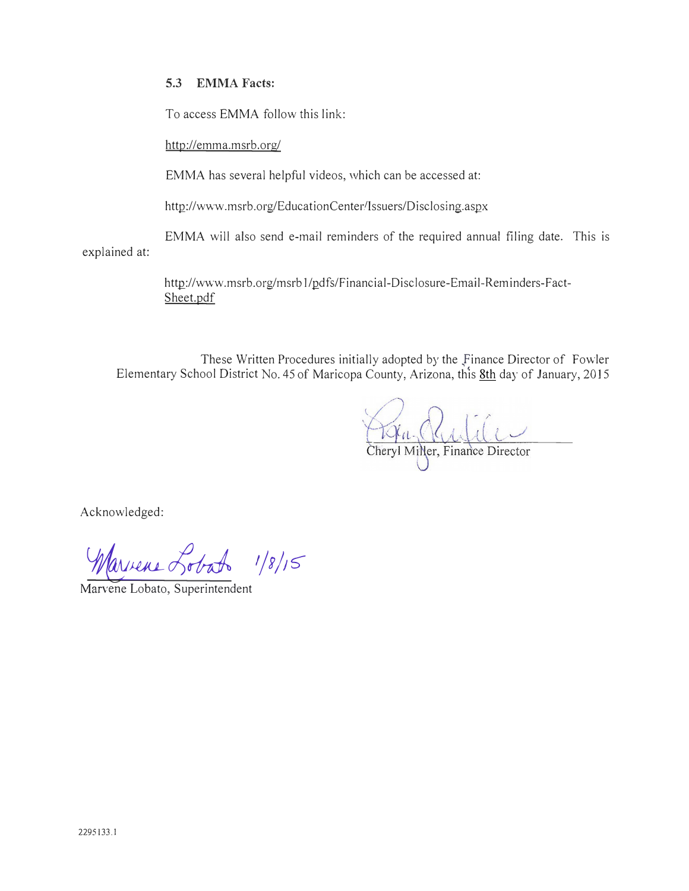### 5.3 EMMA Facts:

To access EMMA follow this link:

http://emma.msrb.org/

EMMA has several helpful videos, which can be accessed at:

http://www.msrb.org/EducationCenter/Issuers/Disclosing.aspx

EMMA will also send e-mail reminders of the required annual filing date. This is explained at:

http://www.msrb.org/msrb1/pdfs/Financial-Disclosure-Email-Reminders-Fact-Sheet.pdf

These Written Procedures initially adopted by the Finance Director of Fowler Elementary School District No. 45 of Maricopa County, Arizona, this 8th day of January, 2015

Cheryl Miller, Finance Director

Acknowledged:

1/8/15

Marvene Lobato, Superintendent

2295133.1